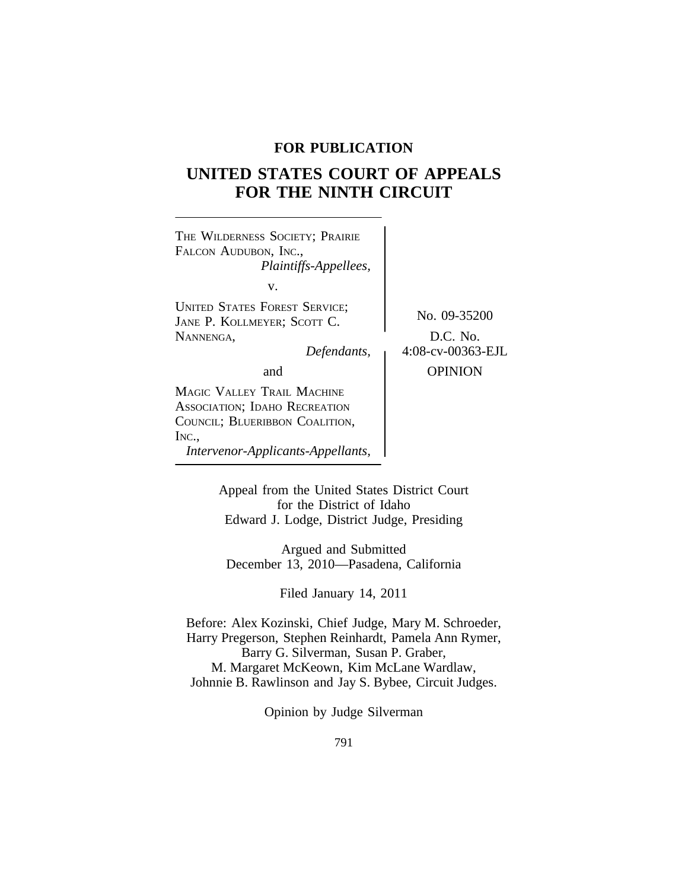**FOR PUBLICATION**

# UNITED STATES COURT OF APPEALS FOR THE NINTH CIRCUIT

THE WILDERNESS SOCIETY; PRAIRIE FALCON AUDUBON, INC.,
*Plaintiffs-Appellees,*

v.

UNITED STATES FOREST SERVICE; JANE P. KOLLMEYER; SCOTT C. NANNENGA,
*Defendants,*

and

MAGIC VALLEY TRAIL MACHINE ASSOCIATION; IDAHO RECREATION COUNCIL; BLUERIBBON COALITION, INC.,
*Intervenor-Applicants-Appellants,*

No. 09-35200

D.C. No. 4:08-cv-00363-EJL

OPINION

Appeal from the United States District Court
for the District of Idaho
Edward J. Lodge, District Judge, Presiding

Argued and Submitted
December 13, 2010—Pasadena, California

Filed January 14, 2011

Before: Alex Kozinski, Chief Judge, Mary M. Schroeder, Harry Pregerson, Stephen Reinhardt, Pamela Ann Rymer, Barry G. Silverman, Susan P. Graber, M. Margaret McKeown, Kim McLane Wardlaw, Johnnie B. Rawlinson and Jay S. Bybee, Circuit Judges.

Opinion by Judge Silverman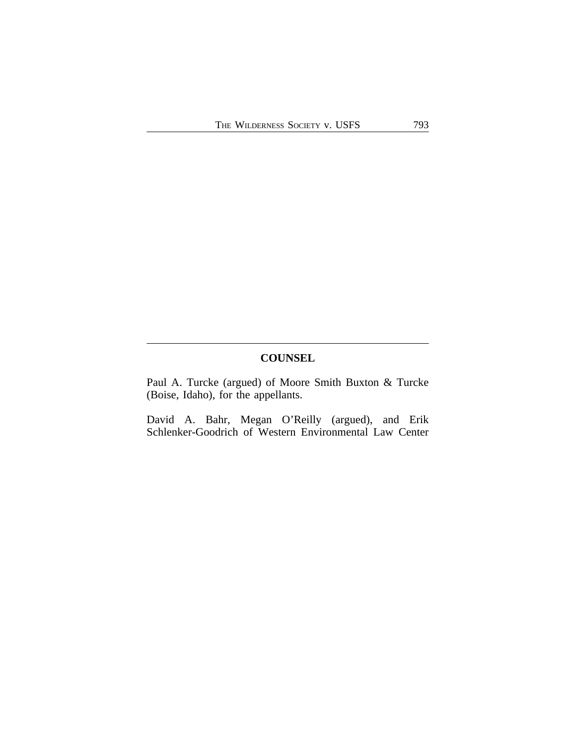## COUNSEL

Paul A. Turcke (argued) of Moore Smith Buxton & Turcke (Boise, Idaho), for the appellants.

David A. Bahr, Megan O'Reilly (argued), and Erik Schlenker-Goodrich of Western Environmental Law Center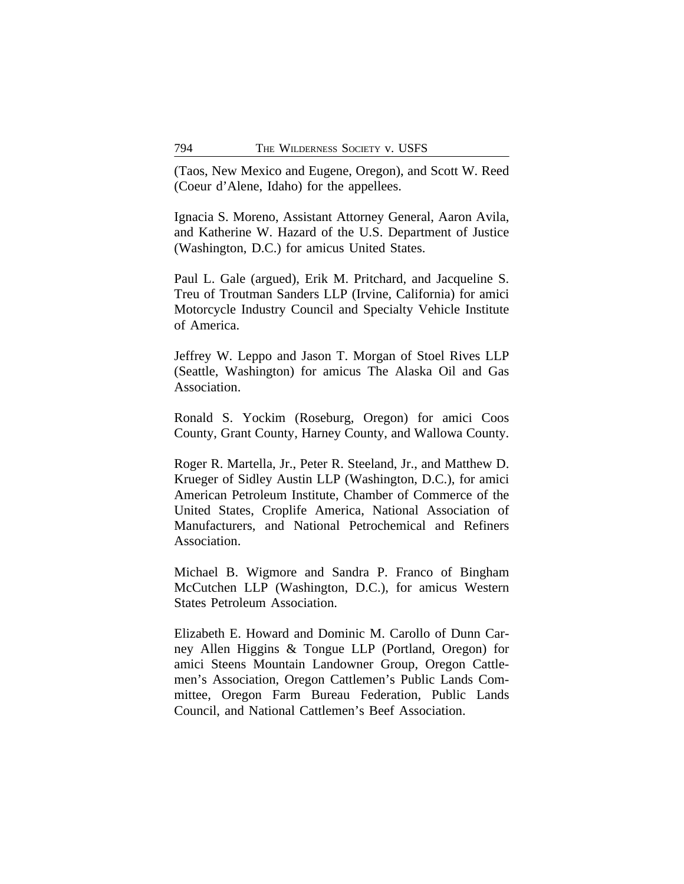(Taos, New Mexico and Eugene, Oregon), and Scott W. Reed (Coeur d'Alene, Idaho) for the appellees.

Ignacia S. Moreno, Assistant Attorney General, Aaron Avila, and Katherine W. Hazard of the U.S. Department of Justice (Washington, D.C.) for amicus United States.

Paul L. Gale (argued), Erik M. Pritchard, and Jacqueline S. Treu of Troutman Sanders LLP (Irvine, California) for amici Motorcycle Industry Council and Specialty Vehicle Institute of America.

Jeffrey W. Leppo and Jason T. Morgan of Stoel Rives LLP (Seattle, Washington) for amicus The Alaska Oil and Gas Association.

Ronald S. Yockim (Roseburg, Oregon) for amici Coos County, Grant County, Harney County, and Wallowa County.

Roger R. Martella, Jr., Peter R. Steeland, Jr., and Matthew D. Krueger of Sidley Austin LLP (Washington, D.C.), for amici American Petroleum Institute, Chamber of Commerce of the United States, Croplife America, National Association of Manufacturers, and National Petrochemical and Refiners Association.

Michael B. Wigmore and Sandra P. Franco of Bingham McCutchen LLP (Washington, D.C.), for amicus Western States Petroleum Association.

Elizabeth E. Howard and Dominic M. Carollo of Dunn Carney Allen Higgins & Tongue LLP (Portland, Oregon) for amici Steens Mountain Landowner Group, Oregon Cattlemen's Association, Oregon Cattlemen's Public Lands Committee, Oregon Farm Bureau Federation, Public Lands Council, and National Cattlemen's Beef Association.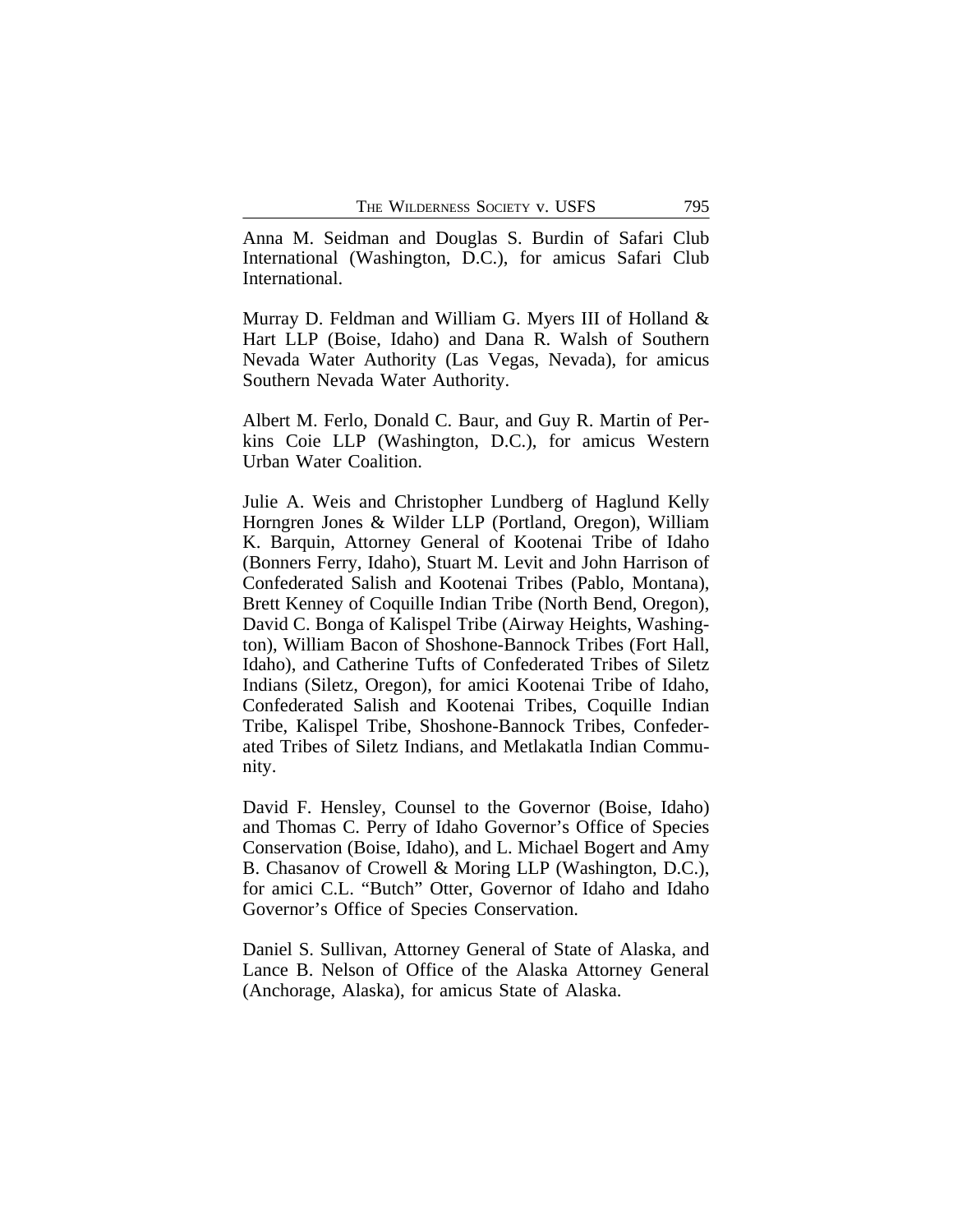Anna M. Seidman and Douglas S. Burdin of Safari Club International (Washington, D.C.), for amicus Safari Club International.

Murray D. Feldman and William G. Myers III of Holland & Hart LLP (Boise, Idaho) and Dana R. Walsh of Southern Nevada Water Authority (Las Vegas, Nevada), for amicus Southern Nevada Water Authority.

Albert M. Ferlo, Donald C. Baur, and Guy R. Martin of Perkins Coie LLP (Washington, D.C.), for amicus Western Urban Water Coalition.

Julie A. Weis and Christopher Lundberg of Haglund Kelly Horngren Jones & Wilder LLP (Portland, Oregon), William K. Barquin, Attorney General of Kootenai Tribe of Idaho (Bonners Ferry, Idaho), Stuart M. Levit and John Harrison of Confederated Salish and Kootenai Tribes (Pablo, Montana), Brett Kenney of Coquille Indian Tribe (North Bend, Oregon), David C. Bonga of Kalispel Tribe (Airway Heights, Washington), William Bacon of Shoshone-Bannock Tribes (Fort Hall, Idaho), and Catherine Tufts of Confederated Tribes of Siletz Indians (Siletz, Oregon), for amici Kootenai Tribe of Idaho, Confederated Salish and Kootenai Tribes, Coquille Indian Tribe, Kalispel Tribe, Shoshone-Bannock Tribes, Confederated Tribes of Siletz Indians, and Metlakatla Indian Community.

David F. Hensley, Counsel to the Governor (Boise, Idaho) and Thomas C. Perry of Idaho Governor's Office of Species Conservation (Boise, Idaho), and L. Michael Bogert and Amy B. Chasanov of Crowell & Moring LLP (Washington, D.C.), for amici C.L. "Butch" Otter, Governor of Idaho and Idaho Governor's Office of Species Conservation.

Daniel S. Sullivan, Attorney General of State of Alaska, and Lance B. Nelson of Office of the Alaska Attorney General (Anchorage, Alaska), for amicus State of Alaska.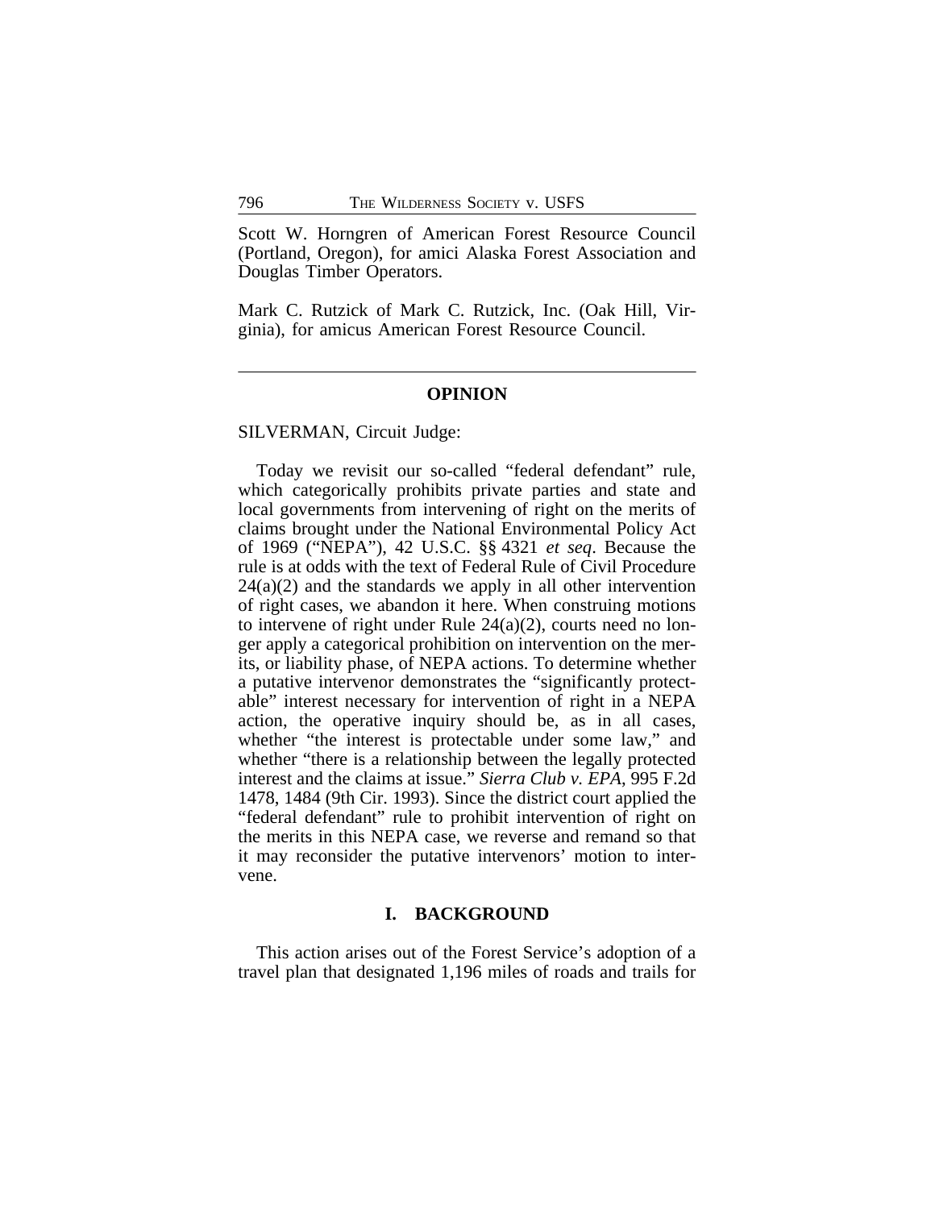Scott W. Horngren of American Forest Resource Council (Portland, Oregon), for amici Alaska Forest Association and Douglas Timber Operators.

Mark C. Rutzick of Mark C. Rutzick, Inc. (Oak Hill, Virginia), for amicus American Forest Resource Council.

---

## OPINION

SILVERMAN, Circuit Judge:

Today we revisit our so-called "federal defendant" rule, which categorically prohibits private parties and state and local governments from intervening of right on the merits of claims brought under the National Environmental Policy Act of 1969 ("NEPA"), 42 U.S.C. §§ 4321 *et seq*. Because the rule is at odds with the text of Federal Rule of Civil Procedure 24(a)(2) and the standards we apply in all other intervention of right cases, we abandon it here. When construing motions to intervene of right under Rule 24(a)(2), courts need no longer apply a categorical prohibition on intervention on the merits, or liability phase, of NEPA actions. To determine whether a putative intervenor demonstrates the "significantly protectable" interest necessary for intervention of right in a NEPA action, the operative inquiry should be, as in all cases, whether "the interest is protectable under some law," and whether "there is a relationship between the legally protected interest and the claims at issue." *Sierra Club v. EPA*, 995 F.2d 1478, 1484 (9th Cir. 1993). Since the district court applied the "federal defendant" rule to prohibit intervention of right on the merits in this NEPA case, we reverse and remand so that it may reconsider the putative intervenors' motion to intervene.

## I. BACKGROUND

This action arises out of the Forest Service's adoption of a travel plan that designated 1,196 miles of roads and trails for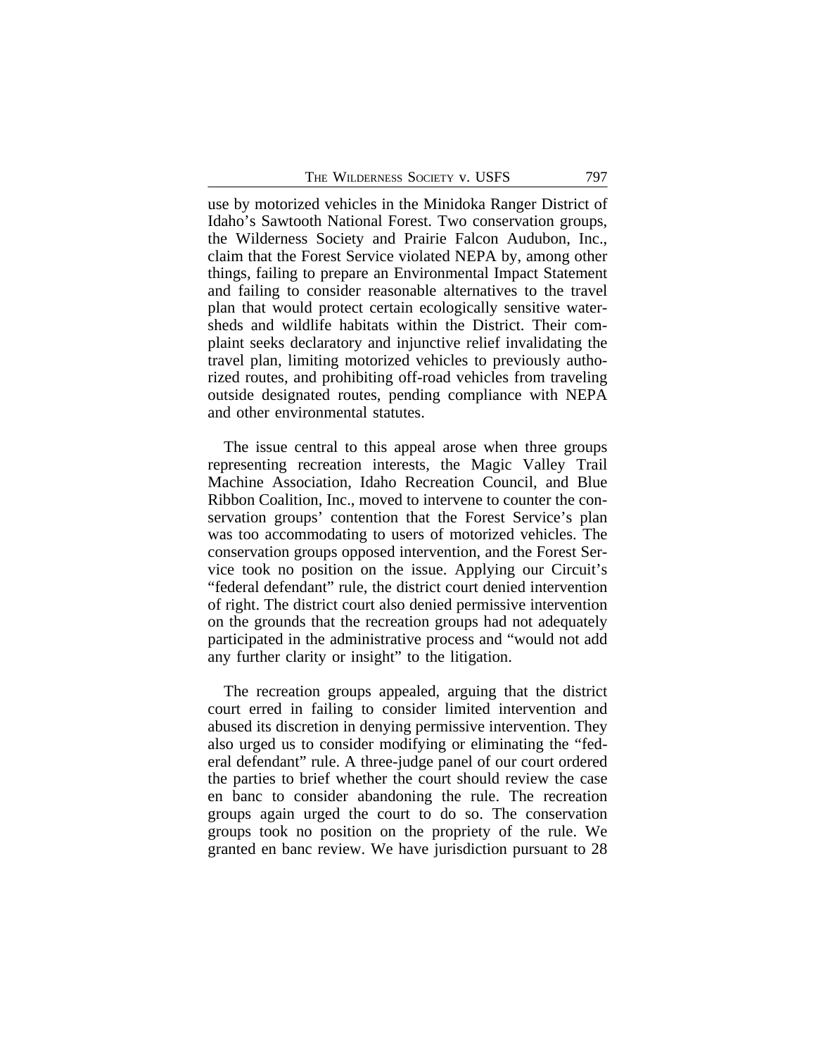use by motorized vehicles in the Minidoka Ranger District of Idaho's Sawtooth National Forest. Two conservation groups, the Wilderness Society and Prairie Falcon Audubon, Inc., claim that the Forest Service violated NEPA by, among other things, failing to prepare an Environmental Impact Statement and failing to consider reasonable alternatives to the travel plan that would protect certain ecologically sensitive watersheds and wildlife habitats within the District. Their complaint seeks declaratory and injunctive relief invalidating the travel plan, limiting motorized vehicles to previously authorized routes, and prohibiting off-road vehicles from traveling outside designated routes, pending compliance with NEPA and other environmental statutes.

The issue central to this appeal arose when three groups representing recreation interests, the Magic Valley Trail Machine Association, Idaho Recreation Council, and Blue Ribbon Coalition, Inc., moved to intervene to counter the conservation groups' contention that the Forest Service's plan was too accommodating to users of motorized vehicles. The conservation groups opposed intervention, and the Forest Service took no position on the issue. Applying our Circuit's "federal defendant" rule, the district court denied intervention of right. The district court also denied permissive intervention on the grounds that the recreation groups had not adequately participated in the administrative process and "would not add any further clarity or insight" to the litigation.

The recreation groups appealed, arguing that the district court erred in failing to consider limited intervention and abused its discretion in denying permissive intervention. They also urged us to consider modifying or eliminating the "federal defendant" rule. A three-judge panel of our court ordered the parties to brief whether the court should review the case en banc to consider abandoning the rule. The recreation groups again urged the court to do so. The conservation groups took no position on the propriety of the rule. We granted en banc review. We have jurisdiction pursuant to 28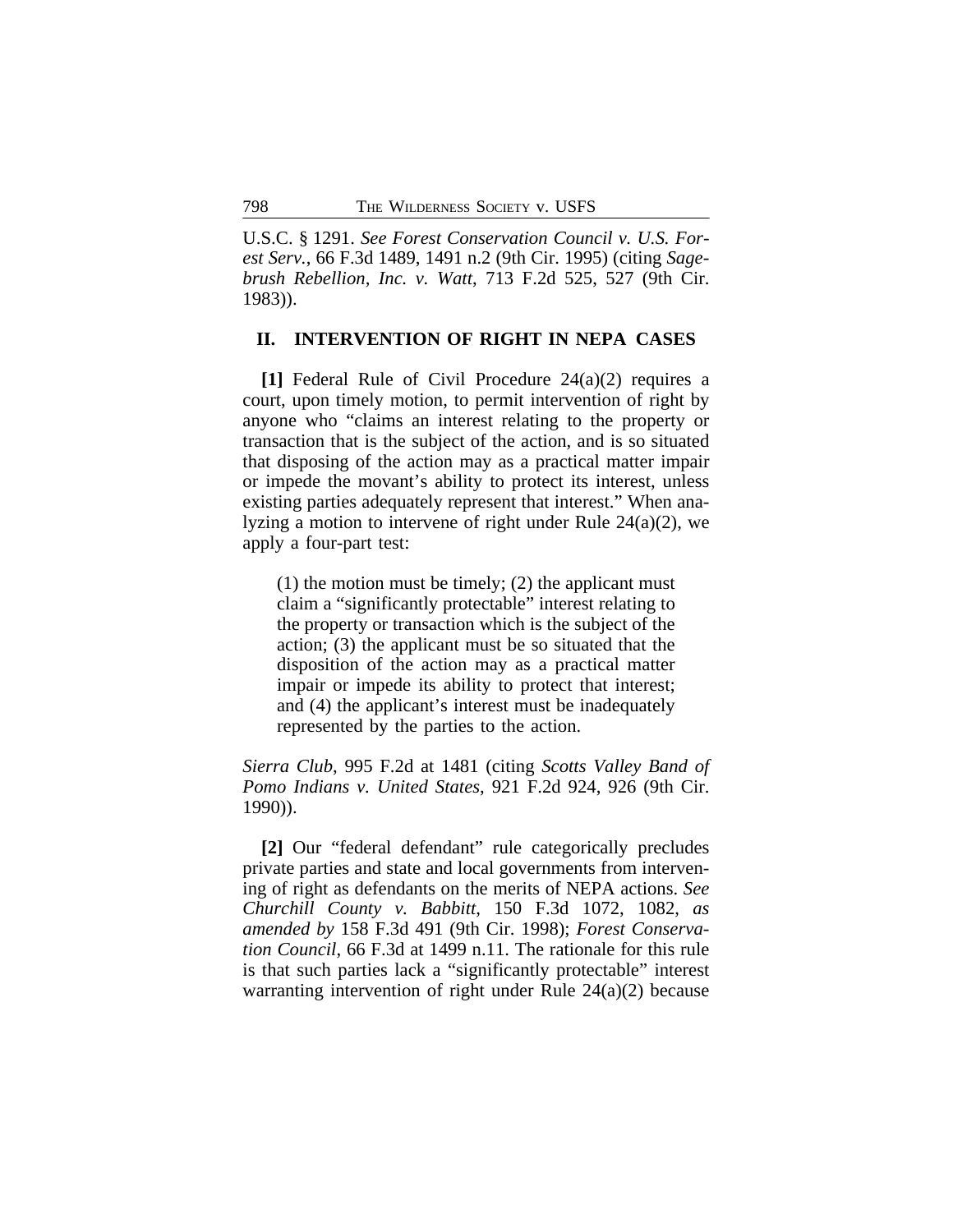U.S.C. § 1291. *See Forest Conservation Council v. U.S. Forest Serv.*, 66 F.3d 1489, 1491 n.2 (9th Cir. 1995) (citing *Sagebrush Rebellion, Inc. v. Watt*, 713 F.2d 525, 527 (9th Cir. 1983)).

## II. INTERVENTION OF RIGHT IN NEPA CASES

**[1]** Federal Rule of Civil Procedure 24(a)(2) requires a court, upon timely motion, to permit intervention of right by anyone who "claims an interest relating to the property or transaction that is the subject of the action, and is so situated that disposing of the action may as a practical matter impair or impede the movant's ability to protect its interest, unless existing parties adequately represent that interest." When analyzing a motion to intervene of right under Rule 24(a)(2), we apply a four-part test:

> (1) the motion must be timely; (2) the applicant must claim a "significantly protectable" interest relating to the property or transaction which is the subject of the action; (3) the applicant must be so situated that the disposition of the action may as a practical matter impair or impede its ability to protect that interest; and (4) the applicant's interest must be inadequately represented by the parties to the action.

*Sierra Club*, 995 F.2d at 1481 (citing *Scotts Valley Band of Pomo Indians v. United States*, 921 F.2d 924, 926 (9th Cir. 1990)).

**[2]** Our "federal defendant" rule categorically precludes private parties and state and local governments from intervening of right as defendants on the merits of NEPA actions. *See Churchill County v. Babbitt*, 150 F.3d 1072, 1082, *as amended by* 158 F.3d 491 (9th Cir. 1998); *Forest Conservation Council*, 66 F.3d at 1499 n.11. The rationale for this rule is that such parties lack a "significantly protectable" interest warranting intervention of right under Rule 24(a)(2) because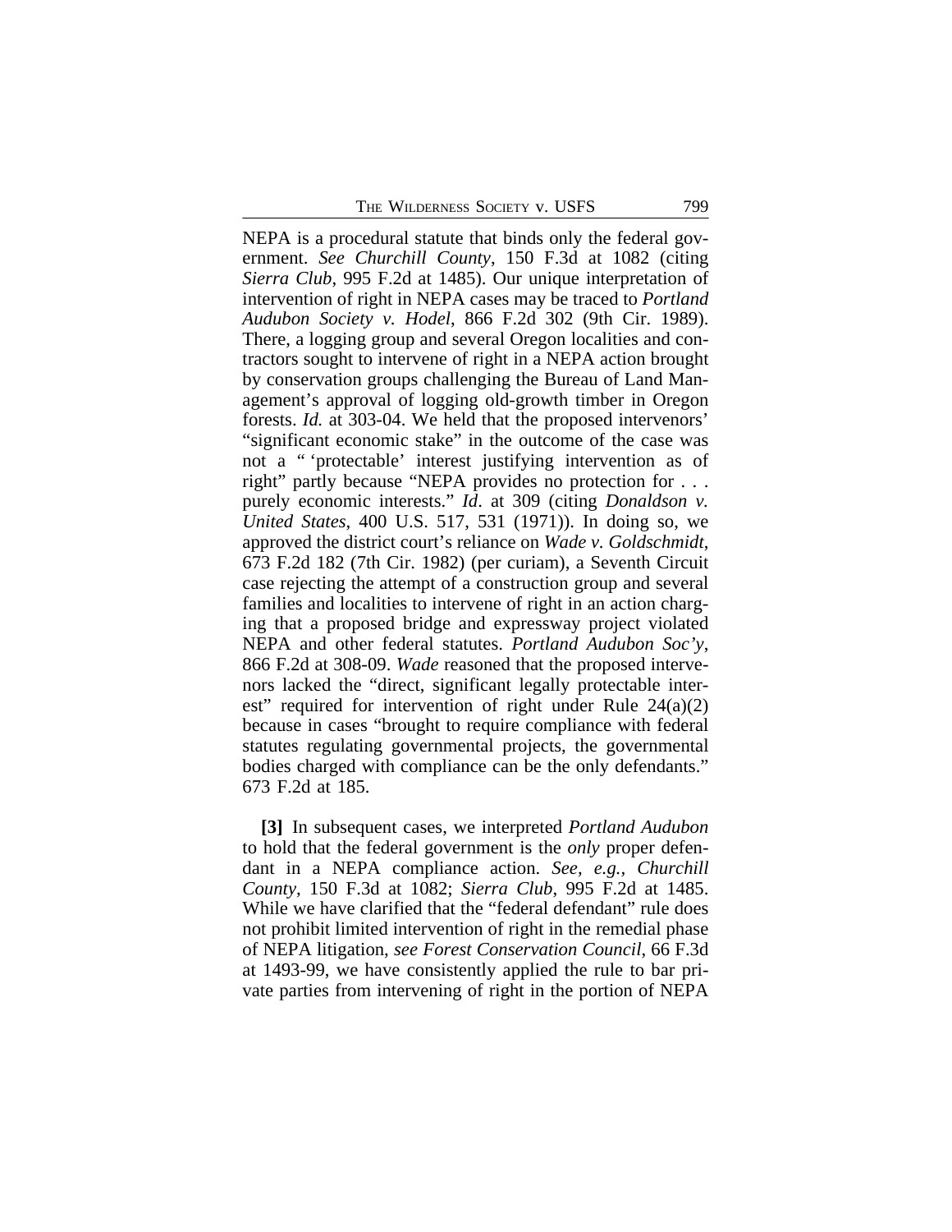NEPA is a procedural statute that binds only the federal government. *See Churchill County*, 150 F.3d at 1082 (citing *Sierra Club*, 995 F.2d at 1485). Our unique interpretation of intervention of right in NEPA cases may be traced to *Portland Audubon Society v. Hodel*, 866 F.2d 302 (9th Cir. 1989). There, a logging group and several Oregon localities and contractors sought to intervene of right in a NEPA action brought by conservation groups challenging the Bureau of Land Management's approval of logging old-growth timber in Oregon forests. *Id.* at 303-04. We held that the proposed intervenors' "significant economic stake" in the outcome of the case was not a " 'protectable' interest justifying intervention as of right" partly because "NEPA provides no protection for . . . purely economic interests." *Id*. at 309 (citing *Donaldson v. United States*, 400 U.S. 517, 531 (1971)). In doing so, we approved the district court's reliance on *Wade v. Goldschmidt*, 673 F.2d 182 (7th Cir. 1982) (per curiam), a Seventh Circuit case rejecting the attempt of a construction group and several families and localities to intervene of right in an action charging that a proposed bridge and expressway project violated NEPA and other federal statutes. *Portland Audubon Soc'y*, 866 F.2d at 308-09. *Wade* reasoned that the proposed intervenors lacked the "direct, significant legally protectable interest" required for intervention of right under Rule 24(a)(2) because in cases "brought to require compliance with federal statutes regulating governmental projects, the governmental bodies charged with compliance can be the only defendants." 673 F.2d at 185.

**[3]** In subsequent cases, we interpreted *Portland Audubon* to hold that the federal government is the *only* proper defendant in a NEPA compliance action. *See, e.g., Churchill County*, 150 F.3d at 1082; *Sierra Club*, 995 F.2d at 1485. While we have clarified that the "federal defendant" rule does not prohibit limited intervention of right in the remedial phase of NEPA litigation, *see Forest Conservation Council*, 66 F.3d at 1493-99, we have consistently applied the rule to bar private parties from intervening of right in the portion of NEPA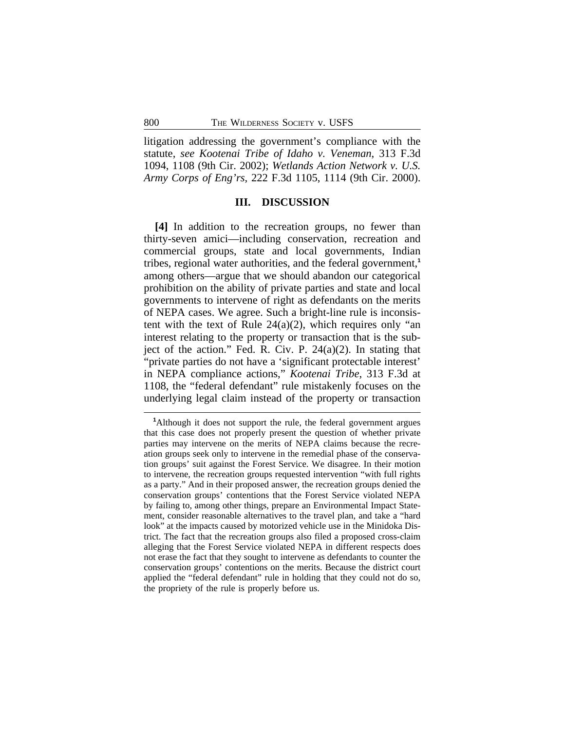litigation addressing the government's compliance with the statute, *see Kootenai Tribe of Idaho v. Veneman*, 313 F.3d 1094, 1108 (9th Cir. 2002); *Wetlands Action Network v. U.S. Army Corps of Eng'rs*, 222 F.3d 1105, 1114 (9th Cir. 2000).

## III. DISCUSSION

**[4]** In addition to the recreation groups, no fewer than thirty-seven amici—including conservation, recreation and commercial groups, state and local governments, Indian tribes, regional water authorities, and the federal government,[1] among others—argue that we should abandon our categorical prohibition on the ability of private parties and state and local governments to intervene of right as defendants on the merits of NEPA cases. We agree. Such a bright-line rule is inconsistent with the text of Rule 24(a)(2), which requires only "an interest relating to the property or transaction that is the subject of the action." Fed. R. Civ. P. 24(a)(2). In stating that "private parties do not have a 'significant protectable interest' in NEPA compliance actions," *Kootenai Tribe*, 313 F.3d at 1108, the "federal defendant" rule mistakenly focuses on the underlying legal claim instead of the property or transaction

---

[1]Although it does not support the rule, the federal government argues that this case does not properly present the question of whether private parties may intervene on the merits of NEPA claims because the recreation groups seek only to intervene in the remedial phase of the conservation groups' suit against the Forest Service. We disagree. In their motion to intervene, the recreation groups requested intervention "with full rights as a party." And in their proposed answer, the recreation groups denied the conservation groups' contentions that the Forest Service violated NEPA by failing to, among other things, prepare an Environmental Impact Statement, consider reasonable alternatives to the travel plan, and take a "hard look" at the impacts caused by motorized vehicle use in the Minidoka District. The fact that the recreation groups also filed a proposed cross-claim alleging that the Forest Service violated NEPA in different respects does not erase the fact that they sought to intervene as defendants to counter the conservation groups' contentions on the merits. Because the district court applied the "federal defendant" rule in holding that they could not do so, the propriety of the rule is properly before us.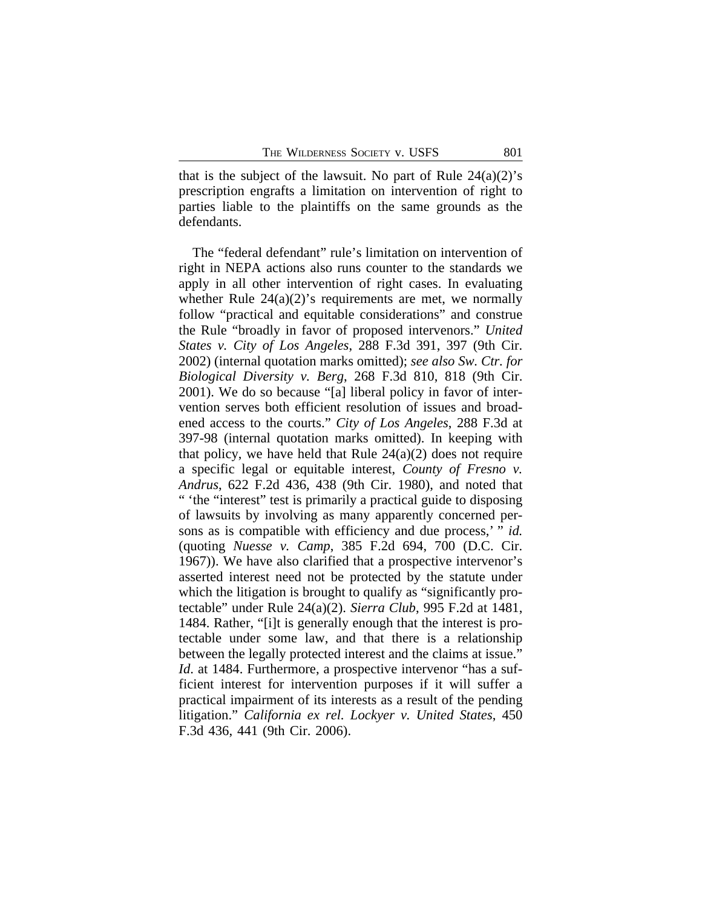that is the subject of the lawsuit. No part of Rule 24(a)(2)'s prescription engrafts a limitation on intervention of right to parties liable to the plaintiffs on the same grounds as the defendants.

The "federal defendant" rule's limitation on intervention of right in NEPA actions also runs counter to the standards we apply in all other intervention of right cases. In evaluating whether Rule 24(a)(2)'s requirements are met, we normally follow "practical and equitable considerations" and construe the Rule "broadly in favor of proposed intervenors." *United States v. City of Los Angeles*, 288 F.3d 391, 397 (9th Cir. 2002) (internal quotation marks omitted); *see also Sw. Ctr. for Biological Diversity v. Berg*, 268 F.3d 810, 818 (9th Cir. 2001). We do so because "[a] liberal policy in favor of intervention serves both efficient resolution of issues and broadened access to the courts." *City of Los Angeles*, 288 F.3d at 397-98 (internal quotation marks omitted). In keeping with that policy, we have held that Rule 24(a)(2) does not require a specific legal or equitable interest, *County of Fresno v. Andrus*, 622 F.2d 436, 438 (9th Cir. 1980), and noted that " 'the "interest" test is primarily a practical guide to disposing of lawsuits by involving as many apparently concerned persons as is compatible with efficiency and due process,' " *id.* (quoting *Nuesse v. Camp*, 385 F.2d 694, 700 (D.C. Cir. 1967)). We have also clarified that a prospective intervenor's asserted interest need not be protected by the statute under which the litigation is brought to qualify as "significantly protectable" under Rule 24(a)(2). *Sierra Club*, 995 F.2d at 1481, 1484. Rather, "[i]t is generally enough that the interest is protectable under some law, and that there is a relationship between the legally protected interest and the claims at issue." *Id*. at 1484. Furthermore, a prospective intervenor "has a sufficient interest for intervention purposes if it will suffer a practical impairment of its interests as a result of the pending litigation." *California ex rel. Lockyer v. United States*, 450 F.3d 436, 441 (9th Cir. 2006).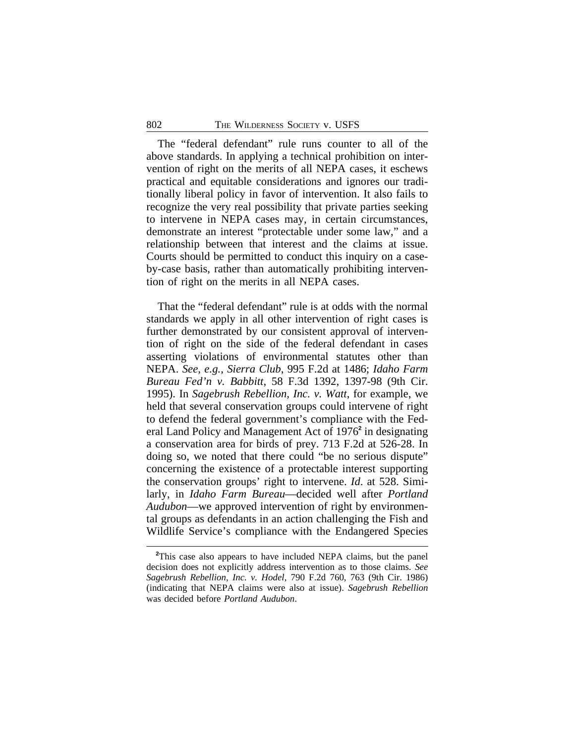The "federal defendant" rule runs counter to all of the above standards. In applying a technical prohibition on intervention of right on the merits of all NEPA cases, it eschews practical and equitable considerations and ignores our traditionally liberal policy in favor of intervention. It also fails to recognize the very real possibility that private parties seeking to intervene in NEPA cases may, in certain circumstances, demonstrate an interest "protectable under some law," and a relationship between that interest and the claims at issue. Courts should be permitted to conduct this inquiry on a case-by-case basis, rather than automatically prohibiting intervention of right on the merits in all NEPA cases.

That the "federal defendant" rule is at odds with the normal standards we apply in all other intervention of right cases is further demonstrated by our consistent approval of intervention of right on the side of the federal defendant in cases asserting violations of environmental statutes other than NEPA. *See, e.g.*, *Sierra Club*, 995 F.2d at 1486; *Idaho Farm Bureau Fed'n v. Babbitt*, 58 F.3d 1392, 1397-98 (9th Cir. 1995). In *Sagebrush Rebellion, Inc. v. Watt*, for example, we held that several conservation groups could intervene of right to defend the federal government's compliance with the Federal Land Policy and Management Act of 1976[2] in designating a conservation area for birds of prey. 713 F.2d at 526-28. In doing so, we noted that there could "be no serious dispute" concerning the existence of a protectable interest supporting the conservation groups' right to intervene. *Id.* at 528. Similarly, in *Idaho Farm Bureau*—decided well after *Portland Audubon*—we approved intervention of right by environmental groups as defendants in an action challenging the Fish and Wildlife Service's compliance with the Endangered Species

[2]This case also appears to have included NEPA claims, but the panel decision does not explicitly address intervention as to those claims. *See Sagebrush Rebellion, Inc. v. Hodel*, 790 F.2d 760, 763 (9th Cir. 1986) (indicating that NEPA claims were also at issue). *Sagebrush Rebellion* was decided before *Portland Audubon*.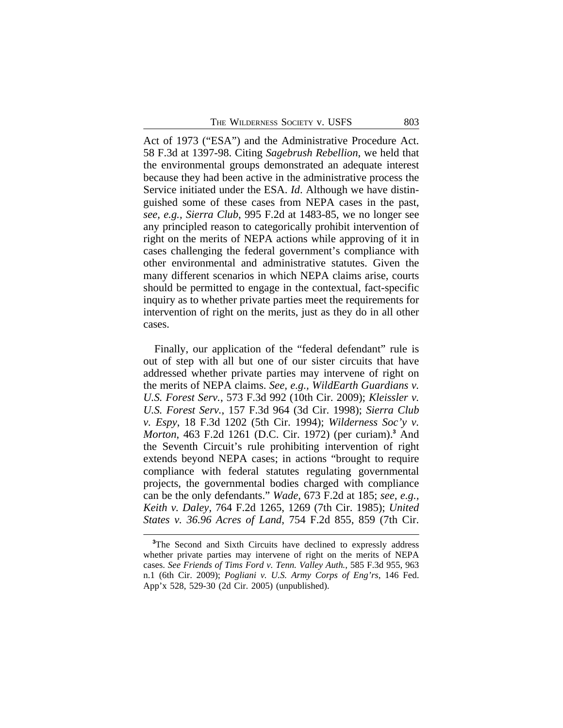Act of 1973 ("ESA") and the Administrative Procedure Act. 58 F.3d at 1397-98. Citing *Sagebrush Rebellion*, we held that the environmental groups demonstrated an adequate interest because they had been active in the administrative process the Service initiated under the ESA. *Id*. Although we have distinguished some of these cases from NEPA cases in the past, *see, e.g.*, *Sierra Club*, 995 F.2d at 1483-85, we no longer see any principled reason to categorically prohibit intervention of right on the merits of NEPA actions while approving of it in cases challenging the federal government's compliance with other environmental and administrative statutes. Given the many different scenarios in which NEPA claims arise, courts should be permitted to engage in the contextual, fact-specific inquiry as to whether private parties meet the requirements for intervention of right on the merits, just as they do in all other cases.

Finally, our application of the "federal defendant" rule is out of step with all but one of our sister circuits that have addressed whether private parties may intervene of right on the merits of NEPA claims. *See, e.g.*, *WildEarth Guardians v. U.S. Forest Serv.*, 573 F.3d 992 (10th Cir. 2009); *Kleissler v. U.S. Forest Serv.*, 157 F.3d 964 (3d Cir. 1998); *Sierra Club v. Espy*, 18 F.3d 1202 (5th Cir. 1994); *Wilderness Soc'y v. Morton*, 463 F.2d 1261 (D.C. Cir. 1972) (per curiam).[3] And the Seventh Circuit's rule prohibiting intervention of right extends beyond NEPA cases; in actions "brought to require compliance with federal statutes regulating governmental projects, the governmental bodies charged with compliance can be the only defendants." *Wade*, 673 F.2d at 185; *see, e.g.*, *Keith v. Daley*, 764 F.2d 1265, 1269 (7th Cir. 1985); *United States v. 36.96 Acres of Land*, 754 F.2d 855, 859 (7th Cir.

---

[3]The Second and Sixth Circuits have declined to expressly address whether private parties may intervene of right on the merits of NEPA cases. *See Friends of Tims Ford v. Tenn. Valley Auth.*, 585 F.3d 955, 963 n.1 (6th Cir. 2009); *Pogliani v. U.S. Army Corps of Eng'rs*, 146 Fed. App'x 528, 529-30 (2d Cir. 2005) (unpublished).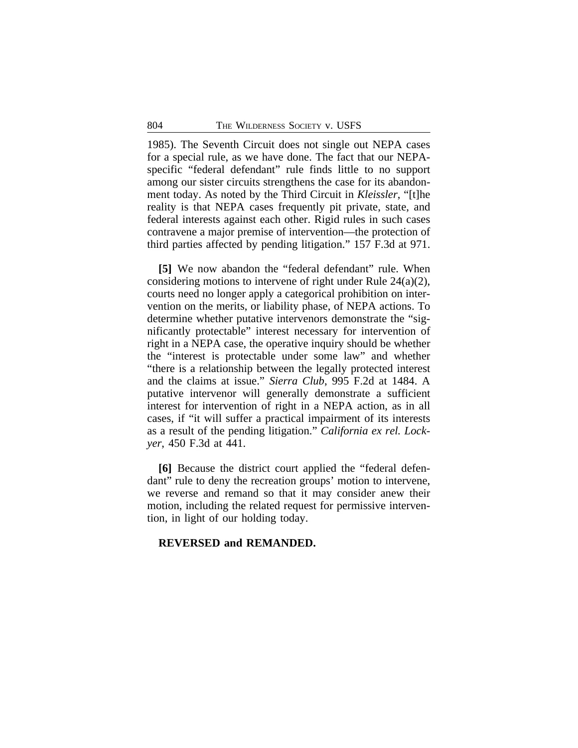1985). The Seventh Circuit does not single out NEPA cases for a special rule, as we have done. The fact that our NEPA-specific "federal defendant" rule finds little to no support among our sister circuits strengthens the case for its abandonment today. As noted by the Third Circuit in *Kleissler*, "[t]he reality is that NEPA cases frequently pit private, state, and federal interests against each other. Rigid rules in such cases contravene a major premise of intervention—the protection of third parties affected by pending litigation." 157 F.3d at 971.

**[5]** We now abandon the "federal defendant" rule. When considering motions to intervene of right under Rule 24(a)(2), courts need no longer apply a categorical prohibition on intervention on the merits, or liability phase, of NEPA actions. To determine whether putative intervenors demonstrate the "significantly protectable" interest necessary for intervention of right in a NEPA case, the operative inquiry should be whether the "interest is protectable under some law" and whether "there is a relationship between the legally protected interest and the claims at issue." *Sierra Club*, 995 F.2d at 1484. A putative intervenor will generally demonstrate a sufficient interest for intervention of right in a NEPA action, as in all cases, if "it will suffer a practical impairment of its interests as a result of the pending litigation." *California ex rel. Lockyer*, 450 F.3d at 441.

**[6]** Because the district court applied the "federal defendant" rule to deny the recreation groups' motion to intervene, we reverse and remand so that it may consider anew their motion, including the related request for permissive intervention, in light of our holding today.

**REVERSED and REMANDED.**